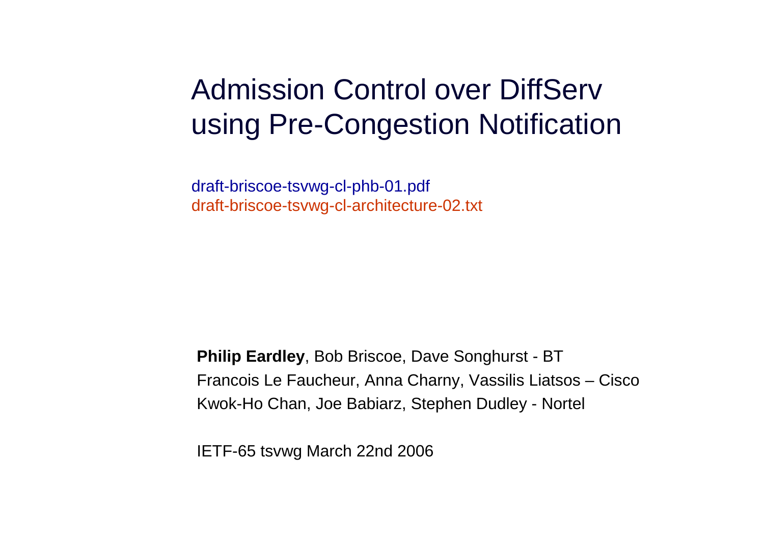# Admission Control over DiffServ using Pre-Congestion Notification

draft-briscoe-tsvwg-cl-phb-01.pdf
draft-briscoe-tsvwg-cl-architecture-02.txt

**Philip Eardley**, Bob Briscoe, Dave Songhurst - BT
Francois Le Faucheur, Anna Charny, Vassilis Liatsos – Cisco
Kwok-Ho Chan, Joe Babiarz, Stephen Dudley - Nortel

IETF-65 tsvwg March 22nd 2006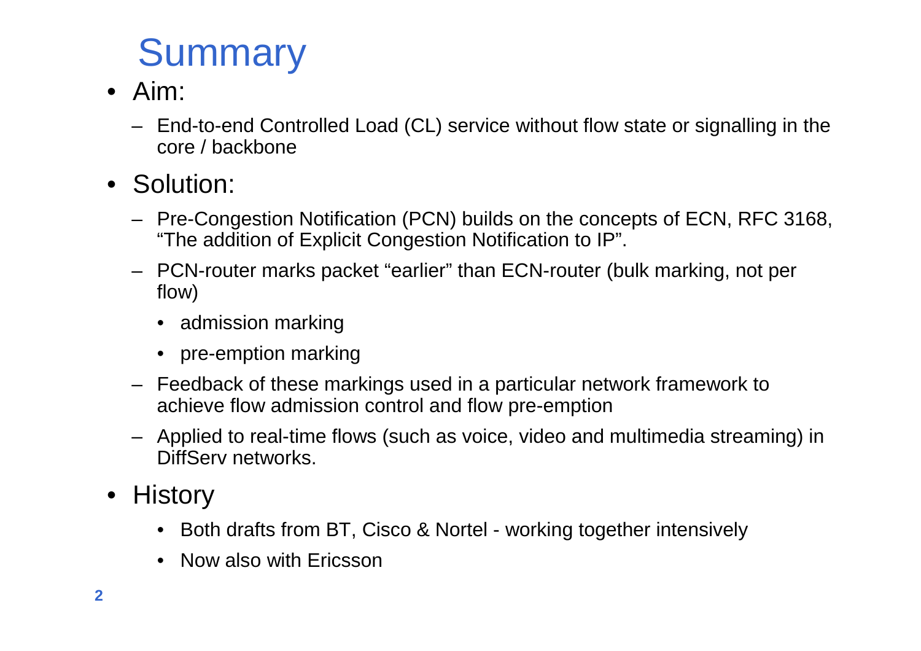# Summary

- Aim:
  - End-to-end Controlled Load (CL) service without flow state or signalling in the core / backbone
- Solution:
  - Pre-Congestion Notification (PCN) builds on the concepts of ECN, RFC 3168, “The addition of Explicit Congestion Notification to IP”.
  - PCN-router marks packet “earlier” than ECN-router (bulk marking, not per flow)
    - admission marking
    - pre-emption marking
  - Feedback of these markings used in a particular network framework to achieve flow admission control and flow pre-emption
  - Applied to real-time flows (such as voice, video and multimedia streaming) in DiffServ networks.
- History
  - Both drafts from BT, Cisco & Nortel - working together intensively
  - Now also with Ericsson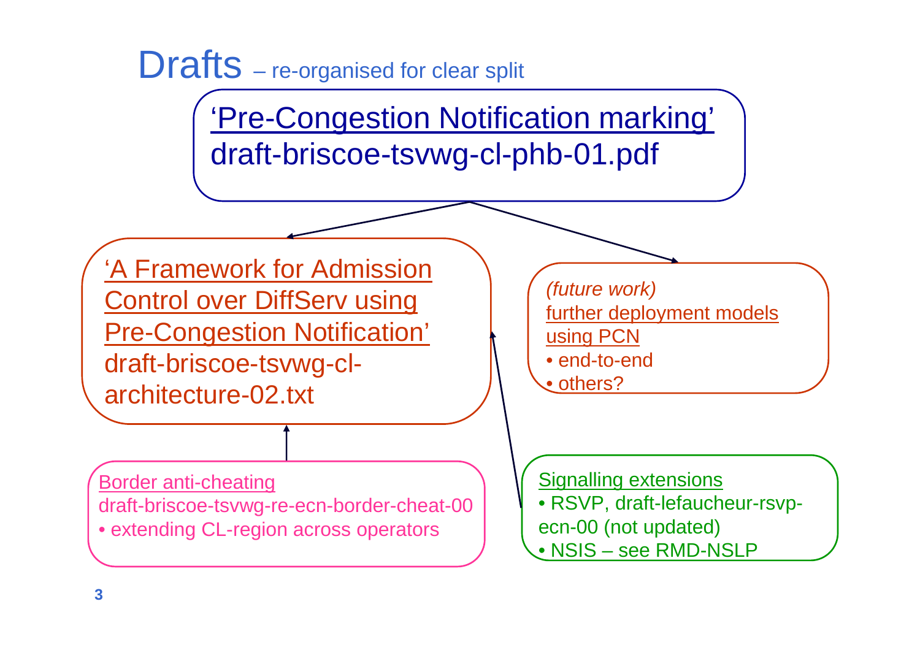# Drafts – re-organised for clear split

'Pre-Congestion Notification marking'
draft-briscoe-tsvwg-cl-phb-01.pdf

'A Framework for Admission Control over DiffServ using Pre-Congestion Notification'
draft-briscoe-tsvwg-cl-architecture-02.txt

*(future work)*
further deployment models using PCN
- end-to-end
- others?

Border anti-cheating
draft-briscoe-tsvwg-re-ecn-border-cheat-00
- extending CL-region across operators

Signalling extensions
- RSVP, draft-lefaucheur-rsvp-ecn-00 (not updated)
- NSIS – see RMD-NSLP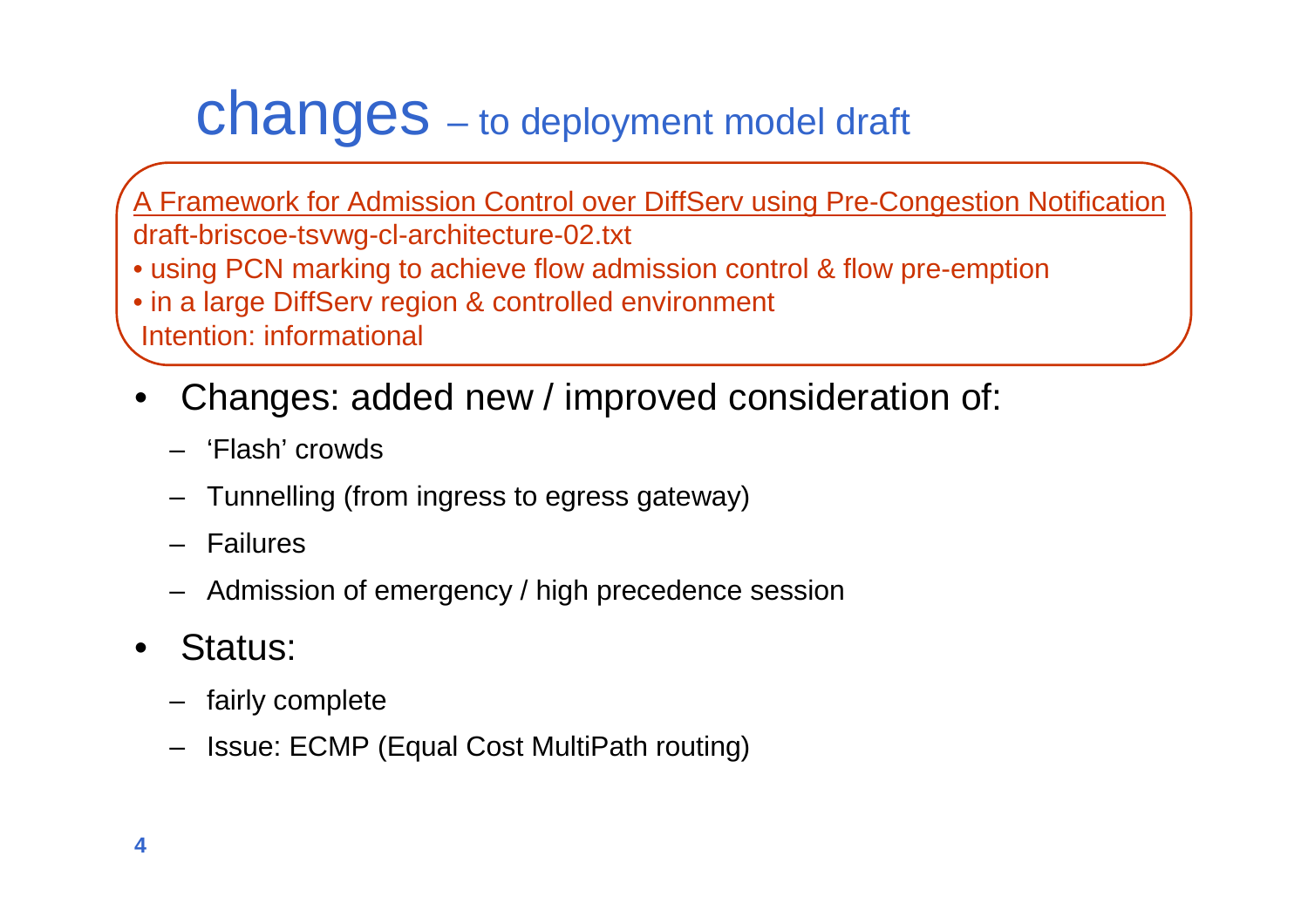# changes – to deployment model draft

A Framework for Admission Control over DiffServ using Pre-Congestion Notification
draft-briscoe-tsvwg-cl-architecture-02.txt

- using PCN marking to achieve flow admission control & flow pre-emption
- in a large DiffServ region & controlled environment

Intention: informational

- Changes: added new / improved consideration of:
  - 'Flash' crowds
  - Tunnelling (from ingress to egress gateway)
  - Failures
  - Admission of emergency / high precedence session
- Status:
  - fairly complete
  - Issue: ECMP (Equal Cost MultiPath routing)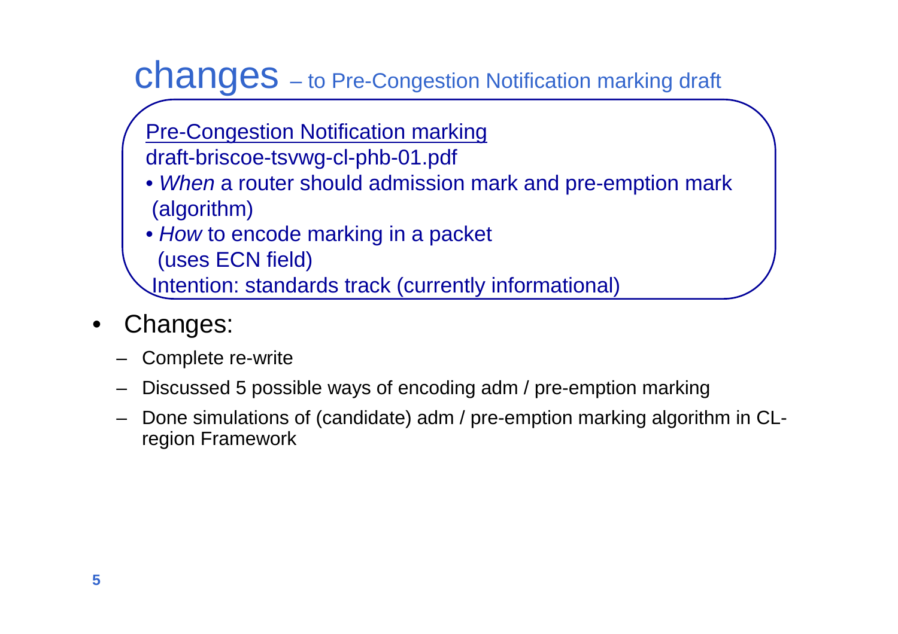# changes – to Pre-Congestion Notification marking draft

Pre-Congestion Notification marking
draft-briscoe-tsvwg-cl-phb-01.pdf

- *When* a router should admission mark and pre-emption mark (algorithm)
- *How* to encode marking in a packet (uses ECN field)

Intention: standards track (currently informational)

- Changes:
  - Complete re-write
  - Discussed 5 possible ways of encoding adm / pre-emption marking
  - Done simulations of (candidate) adm / pre-emption marking algorithm in CL-region Framework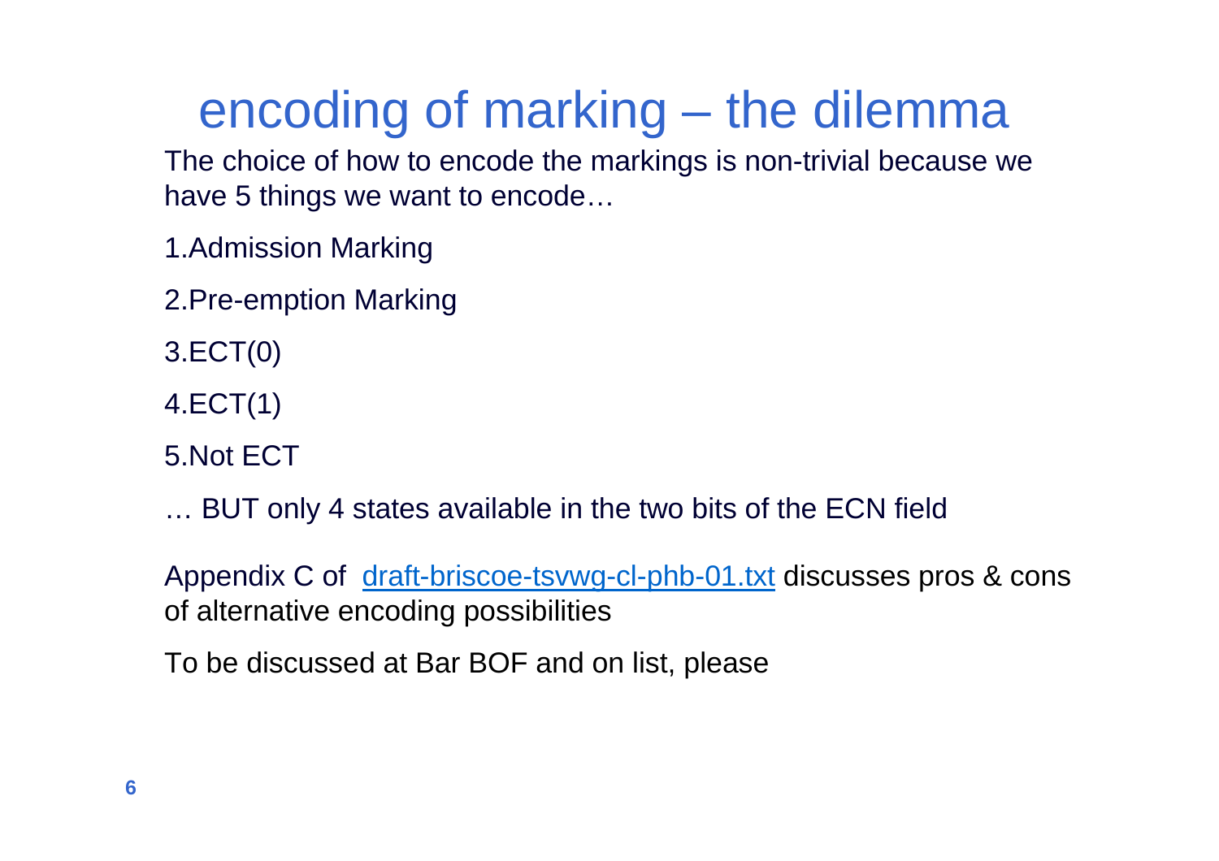# encoding of marking – the dilemma

The choice of how to encode the markings is non-trivial because we have 5 things we want to encode…

1. Admission Marking
2. Pre-emption Marking
3. ECT(0)
4. ECT(1)
5. Not ECT

… BUT only 4 states available in the two bits of the ECN field

Appendix C of [draft-briscoe-tsvwg-cl-phb-01.txt]() discusses pros & cons of alternative encoding possibilities

To be discussed at Bar BOF and on list, please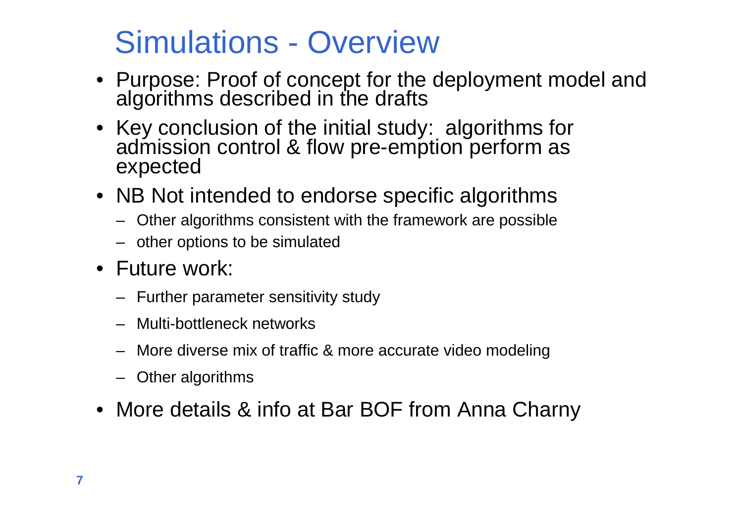# Simulations - Overview

- Purpose: Proof of concept for the deployment model and algorithms described in the drafts
- Key conclusion of the initial study: algorithms for admission control & flow pre-emption perform as expected
- NB Not intended to endorse specific algorithms
  - Other algorithms consistent with the framework are possible
  - other options to be simulated
- Future work:
  - Further parameter sensitivity study
  - Multi-bottleneck networks
  - More diverse mix of traffic & more accurate video modeling
  - Other algorithms
- More details & info at Bar BOF from Anna Charny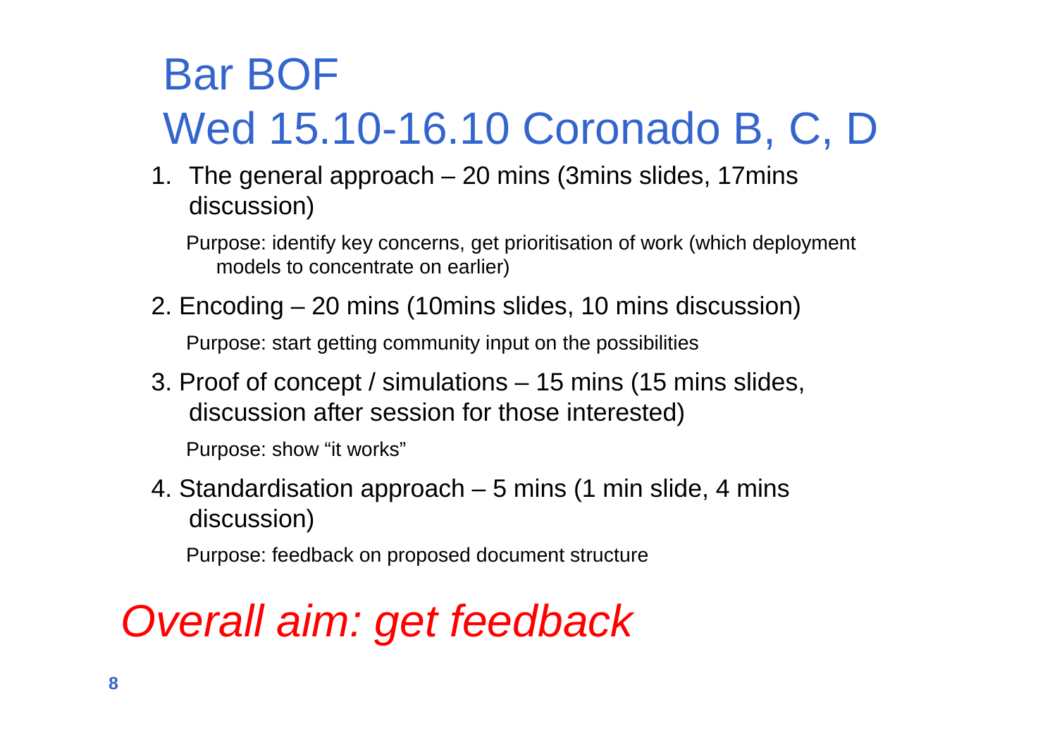# Bar BOF
# Wed 15.10-16.10 Coronado B, C, D

1. The general approach – 20 mins (3mins slides, 17mins discussion)

   Purpose: identify key concerns, get prioritisation of work (which deployment models to concentrate on earlier)

2. Encoding – 20 mins (10mins slides, 10 mins discussion)

   Purpose: start getting community input on the possibilities

3. Proof of concept / simulations – 15 mins (15 mins slides, discussion after session for those interested)

   Purpose: show "it works"

4. Standardisation approach – 5 mins (1 min slide, 4 mins discussion)

   Purpose: feedback on proposed document structure

*Overall aim: get feedback*